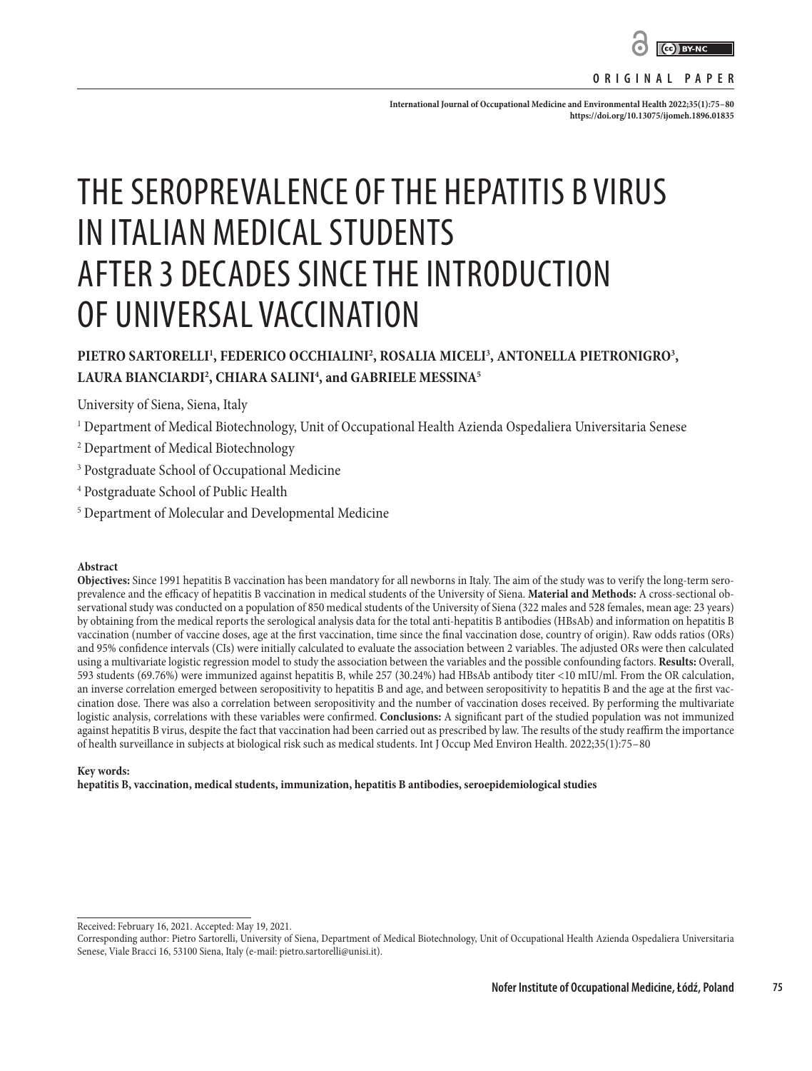ORIGINAL PAPER

International Journal of Occupational Medicine and Environmental Health 2022;35(1):75–80
https://doi.org/10.13075/ijomeh.1896.01835

# THE SEROPREVALENCE OF THE HEPATITIS B VIRUS IN ITALIAN MEDICAL STUDENTS AFTER 3 DECADES SINCE THE INTRODUCTION OF UNIVERSAL VACCINATION

**PIETRO SARTORELLI[1], FEDERICO OCCHIALINI[2], ROSALIA MICELI[3], ANTONELLA PIETRONIGRO[3], LAURA BIANCIARDI[2], CHIARA SALINI[4], and GABRIELE MESSINA[5]**

University of Siena, Siena, Italy

[1] Department of Medical Biotechnology, Unit of Occupational Health Azienda Ospedaliera Universitaria Senese

[2] Department of Medical Biotechnology

[3] Postgraduate School of Occupational Medicine

[4] Postgraduate School of Public Health

[5] Department of Molecular and Developmental Medicine

**Abstract**

**Objectives:** Since 1991 hepatitis B vaccination has been mandatory for all newborns in Italy. The aim of the study was to verify the long-term seroprevalence and the efficacy of hepatitis B vaccination in medical students of the University of Siena. **Material and Methods:** A cross-sectional observational study was conducted on a population of 850 medical students of the University of Siena (322 males and 528 females, mean age: 23 years) by obtaining from the medical reports the serological analysis data for the total anti-hepatitis B antibodies (HBsAb) and information on hepatitis B vaccination (number of vaccine doses, age at the first vaccination, time since the final vaccination dose, country of origin). Raw odds ratios (ORs) and 95% confidence intervals (CIs) were initially calculated to evaluate the association between 2 variables. The adjusted ORs were then calculated using a multivariate logistic regression model to study the association between the variables and the possible confounding factors. **Results:** Overall, 593 students (69.76%) were immunized against hepatitis B, while 257 (30.24%) had HBsAb antibody titer <10 mIU/ml. From the OR calculation, an inverse correlation emerged between seropositivity to hepatitis B and age, and between seropositivity to hepatitis B and the age at the first vaccination dose. There was also a correlation between seropositivity and the number of vaccination doses received. By performing the multivariate logistic analysis, correlations with these variables were confirmed. **Conclusions:** A significant part of the studied population was not immunized against hepatitis B virus, despite the fact that vaccination had been carried out as prescribed by law. The results of the study reaffirm the importance of health surveillance in subjects at biological risk such as medical students. Int J Occup Med Environ Health. 2022;35(1):75–80

**Key words:**
**hepatitis B, vaccination, medical students, immunization, hepatitis B antibodies, seroepidemiological studies**

Received: February 16, 2021. Accepted: May 19, 2021.
Corresponding author: Pietro Sartorelli, University of Siena, Department of Medical Biotechnology, Unit of Occupational Health Azienda Ospedaliera Universitaria Senese, Viale Bracci 16, 53100 Siena, Italy (e-mail: pietro.sartorelli@unisi.it).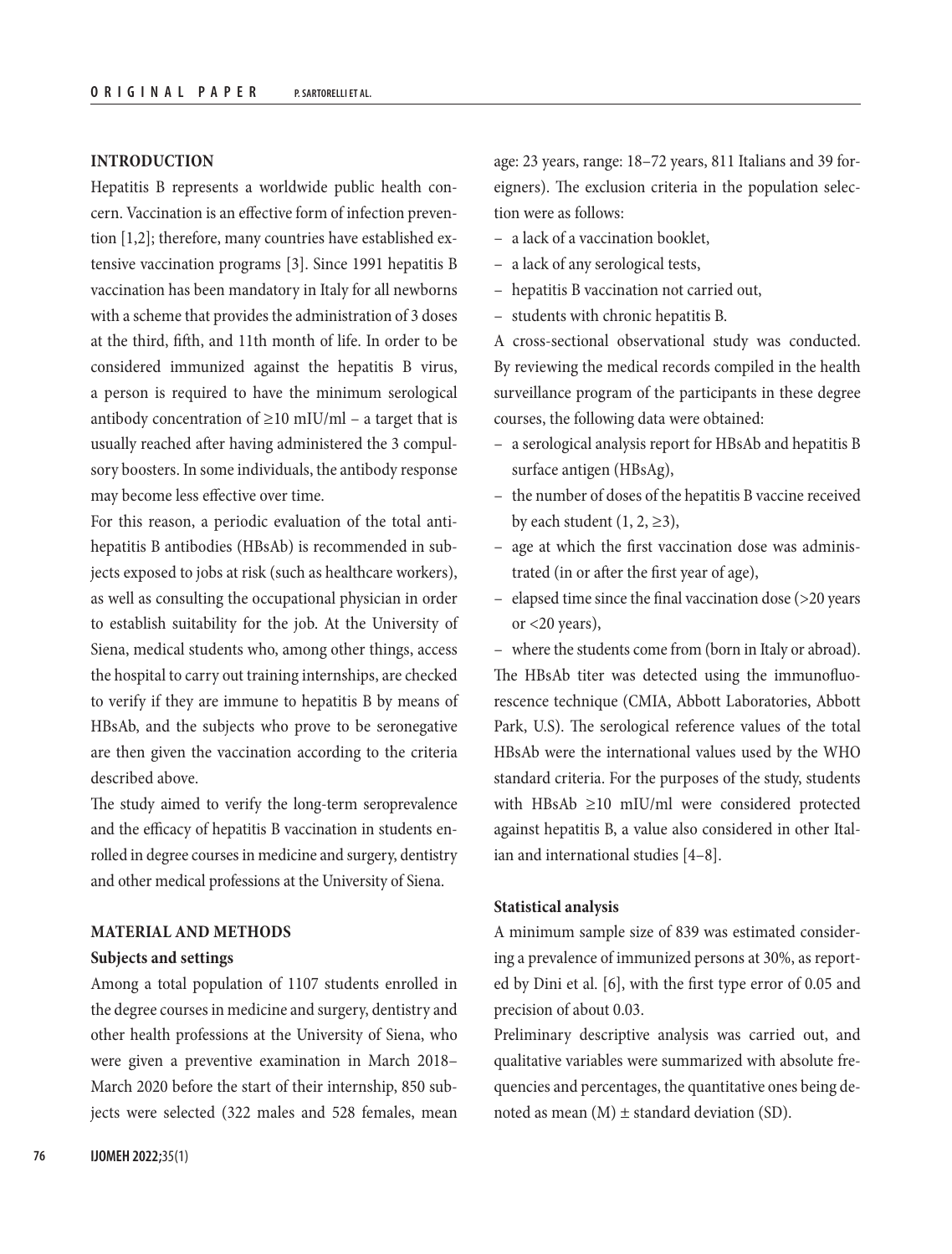## INTRODUCTION

Hepatitis B represents a worldwide public health concern. Vaccination is an effective form of infection prevention [1,2]; therefore, many countries have established extensive vaccination programs [3]. Since 1991 hepatitis B vaccination has been mandatory in Italy for all newborns with a scheme that provides the administration of 3 doses at the third, fifth, and 11th month of life. In order to be considered immunized against the hepatitis B virus, a person is required to have the minimum serological antibody concentration of ≥10 mIU/ml – a target that is usually reached after having administered the 3 compulsory boosters. In some individuals, the antibody response may become less effective over time.

For this reason, a periodic evaluation of the total anti-hepatitis B antibodies (HBsAb) is recommended in subjects exposed to jobs at risk (such as healthcare workers), as well as consulting the occupational physician in order to establish suitability for the job. At the University of Siena, medical students who, among other things, access the hospital to carry out training internships, are checked to verify if they are immune to hepatitis B by means of HBsAb, and the subjects who prove to be seronegative are then given the vaccination according to the criteria described above.

The study aimed to verify the long-term seroprevalence and the efficacy of hepatitis B vaccination in students enrolled in degree courses in medicine and surgery, dentistry and other medical professions at the University of Siena.

## MATERIAL AND METHODS

### Subjects and settings

Among a total population of 1107 students enrolled in the degree courses in medicine and surgery, dentistry and other health professions at the University of Siena, who were given a preventive examination in March 2018–March 2020 before the start of their internship, 850 subjects were selected (322 males and 528 females, mean age: 23 years, range: 18–72 years, 811 Italians and 39 foreigners). The exclusion criteria in the population selection were as follows:

- a lack of a vaccination booklet,
- a lack of any serological tests,
- hepatitis B vaccination not carried out,
- students with chronic hepatitis B.

A cross-sectional observational study was conducted. By reviewing the medical records compiled in the health surveillance program of the participants in these degree courses, the following data were obtained:

- a serological analysis report for HBsAb and hepatitis B surface antigen (HBsAg),
- the number of doses of the hepatitis B vaccine received by each student (1, 2, ≥3),
- age at which the first vaccination dose was administrated (in or after the first year of age),
- elapsed time since the final vaccination dose (>20 years or <20 years),
- where the students come from (born in Italy or abroad).

The HBsAb titer was detected using the immunofluorescence technique (CMIA, Abbott Laboratories, Abbott Park, U.S). The serological reference values of the total HBsAb were the international values used by the WHO standard criteria. For the purposes of the study, students with HBsAb ≥10 mIU/ml were considered protected against hepatitis B, a value also considered in other Italian and international studies [4–8].

### Statistical analysis

A minimum sample size of 839 was estimated considering a prevalence of immunized persons at 30%, as reported by Dini et al. [6], with the first type error of 0.05 and precision of about 0.03.

Preliminary descriptive analysis was carried out, and qualitative variables were summarized with absolute frequencies and percentages, the quantitative ones being denoted as mean (M) ± standard deviation (SD).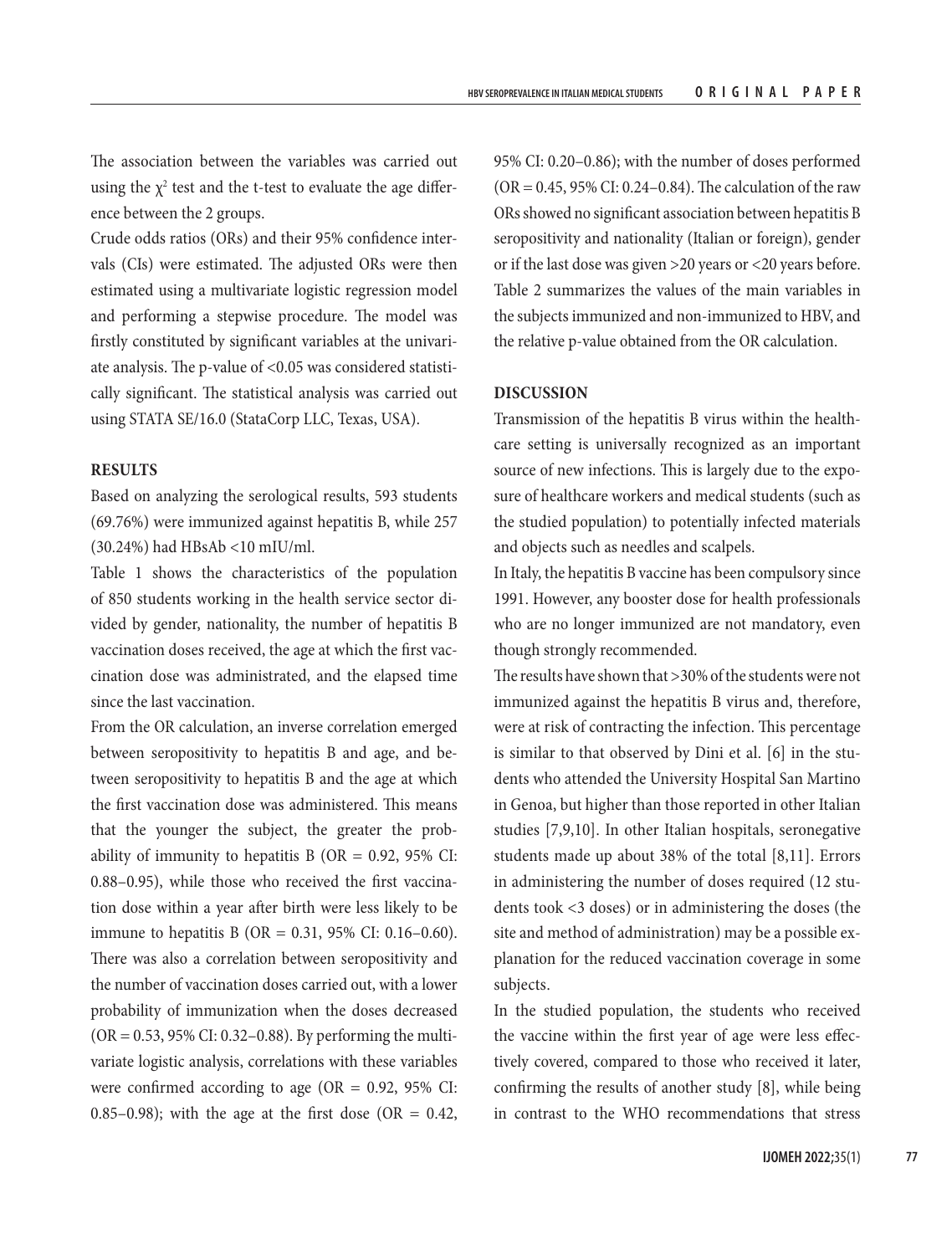The association between the variables was carried out using the $\chi^2$ test and the t-test to evaluate the age difference between the 2 groups.

Crude odds ratios (ORs) and their 95% confidence intervals (CIs) were estimated. The adjusted ORs were then estimated using a multivariate logistic regression model and performing a stepwise procedure. The model was firstly constituted by significant variables at the univariate analysis. The p-value of <0.05 was considered statistically significant. The statistical analysis was carried out using STATA SE/16.0 (StataCorp LLC, Texas, USA).

## RESULTS

Based on analyzing the serological results, 593 students (69.76%) were immunized against hepatitis B, while 257 (30.24%) had HBsAb <10 mIU/ml.

Table 1 shows the characteristics of the population of 850 students working in the health service sector divided by gender, nationality, the number of hepatitis B vaccination doses received, the age at which the first vaccination dose was administrated, and the elapsed time since the last vaccination.

From the OR calculation, an inverse correlation emerged between seropositivity to hepatitis B and age, and between seropositivity to hepatitis B and the age at which the first vaccination dose was administered. This means that the younger the subject, the greater the probability of immunity to hepatitis B (OR = 0.92, 95% CI: 0.88–0.95), while those who received the first vaccination dose within a year after birth were less likely to be immune to hepatitis B (OR = 0.31, 95% CI: 0.16–0.60). There was also a correlation between seropositivity and the number of vaccination doses carried out, with a lower probability of immunization when the doses decreased (OR = 0.53, 95% CI: 0.32–0.88). By performing the multivariate logistic analysis, correlations with these variables were confirmed according to age (OR = 0.92, 95% CI: 0.85–0.98); with the age at the first dose (OR = 0.42, 95% CI: 0.20–0.86); with the number of doses performed (OR = 0.45, 95% CI: 0.24–0.84). The calculation of the raw ORs showed no significant association between hepatitis B seropositivity and nationality (Italian or foreign), gender or if the last dose was given >20 years or <20 years before. Table 2 summarizes the values of the main variables in the subjects immunized and non-immunized to HBV, and the relative p-value obtained from the OR calculation.

## DISCUSSION

Transmission of the hepatitis B virus within the healthcare setting is universally recognized as an important source of new infections. This is largely due to the exposure of healthcare workers and medical students (such as the studied population) to potentially infected materials and objects such as needles and scalpels.

In Italy, the hepatitis B vaccine has been compulsory since 1991. However, any booster dose for health professionals who are no longer immunized are not mandatory, even though strongly recommended.

The results have shown that >30% of the students were not immunized against the hepatitis B virus and, therefore, were at risk of contracting the infection. This percentage is similar to that observed by Dini et al. [6] in the students who attended the University Hospital San Martino in Genoa, but higher than those reported in other Italian studies [7,9,10]. In other Italian hospitals, seronegative students made up about 38% of the total [8,11]. Errors in administering the number of doses required (12 students took <3 doses) or in administering the doses (the site and method of administration) may be a possible explanation for the reduced vaccination coverage in some subjects.

In the studied population, the students who received the vaccine within the first year of age were less effectively covered, compared to those who received it later, confirming the results of another study [8], while being in contrast to the WHO recommendations that stress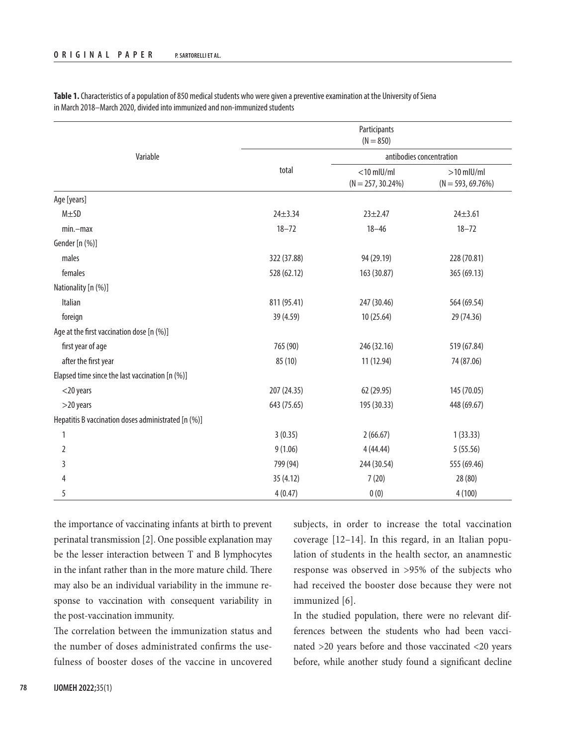**Table 1.** Characteristics of a population of 850 medical students who were given a preventive examination at the University of Siena in March 2018–March 2020, divided into immunized and non-immunized students

| Variable | Participants (N = 850) | | |
|---|---|---|---|
| | total | antibodies concentration | |
| | | <10 mIU/ml (N = 257, 30.24%) | >10 mIU/ml (N = 593, 69.76%) |
| Age [years] | | | |
| M±SD | 24±3.34 | 23±2.47 | 24±3.61 |
| min.–max | 18–72 | 18–46 | 18–72 |
| Gender [n (%)] | | | |
| males | 322 (37.88) | 94 (29.19) | 228 (70.81) |
| females | 528 (62.12) | 163 (30.87) | 365 (69.13) |
| Nationality [n (%)] | | | |
| Italian | 811 (95.41) | 247 (30.46) | 564 (69.54) |
| foreign | 39 (4.59) | 10 (25.64) | 29 (74.36) |
| Age at the first vaccination dose [n (%)] | | | |
| first year of age | 765 (90) | 246 (32.16) | 519 (67.84) |
| after the first year | 85 (10) | 11 (12.94) | 74 (87.06) |
| Elapsed time since the last vaccination [n (%)] | | | |
| <20 years | 207 (24.35) | 62 (29.95) | 145 (70.05) |
| >20 years | 643 (75.65) | 195 (30.33) | 448 (69.67) |
| Hepatitis B vaccination doses administrated [n (%)] | | | |
| 1 | 3 (0.35) | 2 (66.67) | 1 (33.33) |
| 2 | 9 (1.06) | 4 (44.44) | 5 (55.56) |
| 3 | 799 (94) | 244 (30.54) | 555 (69.46) |
| 4 | 35 (4.12) | 7 (20) | 28 (80) |
| 5 | 4 (0.47) | 0 (0) | 4 (100) |

the importance of vaccinating infants at birth to prevent perinatal transmission [2]. One possible explanation may be the lesser interaction between T and B lymphocytes in the infant rather than in the more mature child. There may also be an individual variability in the immune response to vaccination with consequent variability in the post-vaccination immunity.

The correlation between the immunization status and the number of doses administrated confirms the usefulness of booster doses of the vaccine in uncovered subjects, in order to increase the total vaccination coverage [12–14]. In this regard, in an Italian population of students in the health sector, an anamnestic response was observed in >95% of the subjects who had received the booster dose because they were not immunized [6].

In the studied population, there were no relevant differences between the students who had been vaccinated >20 years before and those vaccinated <20 years before, while another study found a significant decline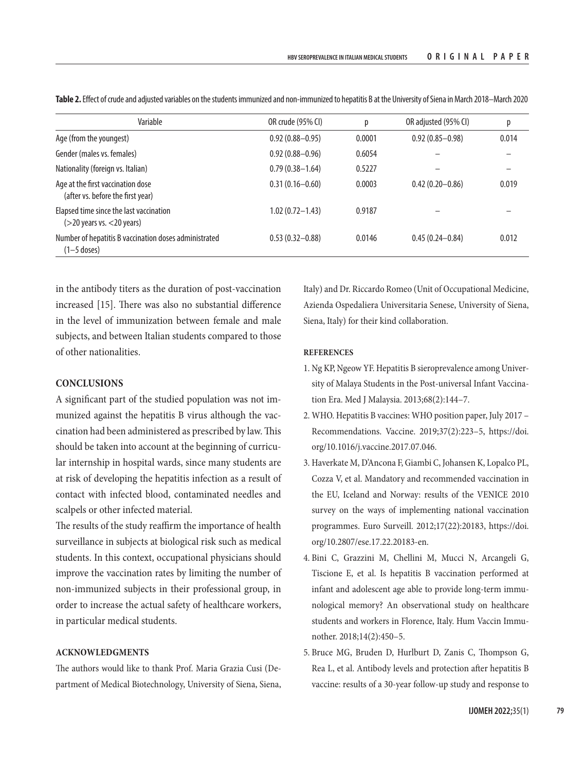**Table 2.** Effect of crude and adjusted variables on the students immunized and non-immunized to hepatitis B at the University of Siena in March 2018–March 2020

| Variable | OR crude (95% CI) | p | OR adjusted (95% CI) | p |
|---|---|---|---|---|
| Age (from the youngest) | 0.92 (0.88–0.95) | 0.0001 | 0.92 (0.85–0.98) | 0.014 |
| Gender (males vs. females) | 0.92 (0.88–0.96) | 0.6054 | – | – |
| Nationality (foreign vs. Italian) | 0.79 (0.38–1.64) | 0.5227 | – | – |
| Age at the first vaccination dose (after vs. before the first year) | 0.31 (0.16–0.60) | 0.0003 | 0.42 (0.20–0.86) | 0.019 |
| Elapsed time since the last vaccination (>20 years vs. <20 years) | 1.02 (0.72–1.43) | 0.9187 | – | – |
| Number of hepatitis B vaccination doses administrated (1–5 doses) | 0.53 (0.32–0.88) | 0.0146 | 0.45 (0.24–0.84) | 0.012 |

in the antibody titers as the duration of post-vaccination increased [15]. There was also no substantial difference in the level of immunization between female and male subjects, and between Italian students compared to those of other nationalities.

## CONCLUSIONS

A significant part of the studied population was not immunized against the hepatitis B virus although the vaccination had been administered as prescribed by law. This should be taken into account at the beginning of curricular internship in hospital wards, since many students are at risk of developing the hepatitis infection as a result of contact with infected blood, contaminated needles and scalpels or other infected material.

The results of the study reaffirm the importance of health surveillance in subjects at biological risk such as medical students. In this context, occupational physicians should improve the vaccination rates by limiting the number of non-immunized subjects in their professional group, in order to increase the actual safety of healthcare workers, in particular medical students.

### ACKNOWLEDGMENTS

The authors would like to thank Prof. Maria Grazia Cusi (Department of Medical Biotechnology, University of Siena, Siena, Italy) and Dr. Riccardo Romeo (Unit of Occupational Medicine, Azienda Ospedaliera Universitaria Senese, University of Siena, Siena, Italy) for their kind collaboration.

### REFERENCES

1. Ng KP, Ngeow YF. Hepatitis B seroprevalence among University of Malaya Students in the Post-universal Infant Vaccination Era. Med J Malaysia. 2013;68(2):144–7.
2. WHO. Hepatitis B vaccines: WHO position paper, July 2017 – Recommendations. Vaccine. 2019;37(2):223–5, https://doi.org/10.1016/j.vaccine.2017.07.046.
3. Haverkate M, D'Ancona F, Giambi C, Johansen K, Lopalco PL, Cozza V, et al. Mandatory and recommended vaccination in the EU, Iceland and Norway: results of the VENICE 2010 survey on the ways of implementing national vaccination programmes. Euro Surveill. 2012;17(22):20183, https://doi.org/10.2807/ese.17.22.20183-en.
4. Bini C, Grazzini M, Chellini M, Mucci N, Arcangeli G, Tiscione E, et al. Is hepatitis B vaccination performed at infant and adolescent age able to provide long-term immunological memory? An observational study on healthcare students and workers in Florence, Italy. Hum Vaccin Immunother. 2018;14(2):450–5.
5. Bruce MG, Bruden D, Hurlburt D, Zanis C, Thompson G, Rea L, et al. Antibody levels and protection after hepatitis B vaccine: results of a 30-year follow-up study and response to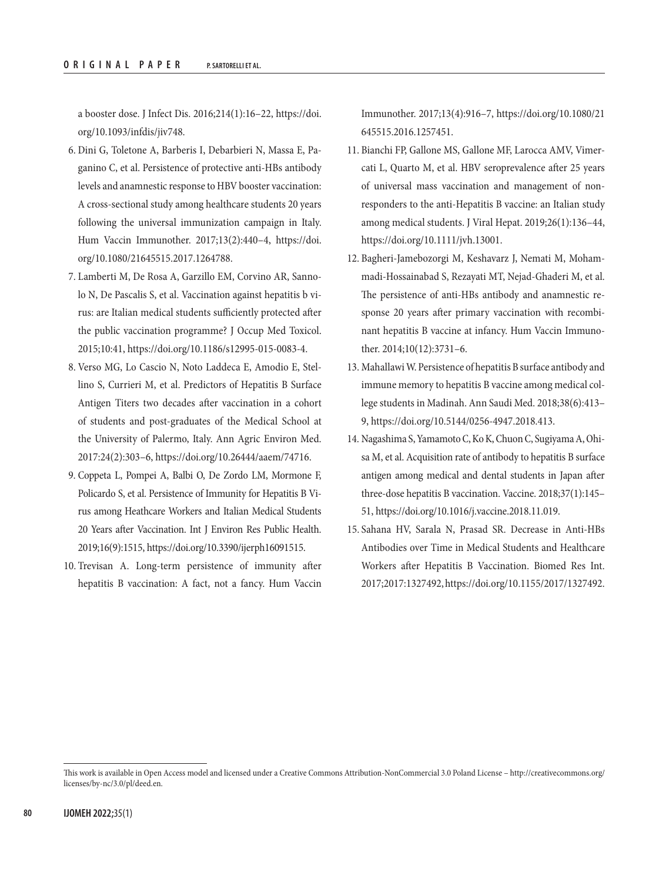a booster dose. J Infect Dis. 2016;214(1):16–22, https://doi.org/10.1093/infdis/jiv748.

6. Dini G, Toletone A, Barberis I, Debarbieri N, Massa E, Paganino C, et al. Persistence of protective anti-HBs antibody levels and anamnestic response to HBV booster vaccination: A cross-sectional study among healthcare students 20 years following the universal immunization campaign in Italy. Hum Vaccin Immunother. 2017;13(2):440–4, https://doi.org/10.1080/21645515.2017.1264788.
7. Lamberti M, De Rosa A, Garzillo EM, Corvino AR, Sannolo N, De Pascalis S, et al. Vaccination against hepatitis b virus: are Italian medical students sufficiently protected after the public vaccination programme? J Occup Med Toxicol. 2015;10:41, https://doi.org/10.1186/s12995-015-0083-4.
8. Verso MG, Lo Cascio N, Noto Laddeca E, Amodio E, Stellino S, Currieri M, et al. Predictors of Hepatitis B Surface Antigen Titers two decades after vaccination in a cohort of students and post-graduates of the Medical School at the University of Palermo, Italy. Ann Agric Environ Med. 2017:24(2):303–6, https://doi.org/10.26444/aaem/74716.
9. Coppeta L, Pompei A, Balbi O, De Zordo LM, Mormone F, Policardo S, et al. Persistence of Immunity for Hepatitis B Virus among Heathcare Workers and Italian Medical Students 20 Years after Vaccination. Int J Environ Res Public Health. 2019;16(9):1515, https://doi.org/10.3390/ijerph16091515.
10. Trevisan A. Long-term persistence of immunity after hepatitis B vaccination: A fact, not a fancy. Hum Vaccin Immunother. 2017;13(4):916–7, https://doi.org/10.1080/21645515.2016.1257451.
11. Bianchi FP, Gallone MS, Gallone MF, Larocca AMV, Vimercati L, Quarto M, et al. HBV seroprevalence after 25 years of universal mass vaccination and management of non-responders to the anti-Hepatitis B vaccine: an Italian study among medical students. J Viral Hepat. 2019;26(1):136–44, https://doi.org/10.1111/jvh.13001.
12. Bagheri-Jamebozorgi M, Keshavarz J, Nemati M, Mohammadi-Hossainabad S, Rezayati MT, Nejad-Ghaderi M, et al. The persistence of anti-HBs antibody and anamnestic response 20 years after primary vaccination with recombinant hepatitis B vaccine at infancy. Hum Vaccin Immunother. 2014;10(12):3731–6.
13. Mahallawi W. Persistence of hepatitis B surface antibody and immune memory to hepatitis B vaccine among medical college students in Madinah. Ann Saudi Med. 2018;38(6):413–9, https://doi.org/10.5144/0256-4947.2018.413.
14. Nagashima S, Yamamoto C, Ko K, Chuon C, Sugiyama A, Ohisa M, et al. Acquisition rate of antibody to hepatitis B surface antigen among medical and dental students in Japan after three-dose hepatitis B vaccination. Vaccine. 2018;37(1):145–51, https://doi.org/10.1016/j.vaccine.2018.11.019.
15. Sahana HV, Sarala N, Prasad SR. Decrease in Anti-HBs Antibodies over Time in Medical Students and Healthcare Workers after Hepatitis B Vaccination. Biomed Res Int. 2017;2017:1327492, https://doi.org/10.1155/2017/1327492.

This work is available in Open Access model and licensed under a Creative Commons Attribution-NonCommercial 3.0 Poland License – http://creativecommons.org/licenses/by-nc/3.0/pl/deed.en.